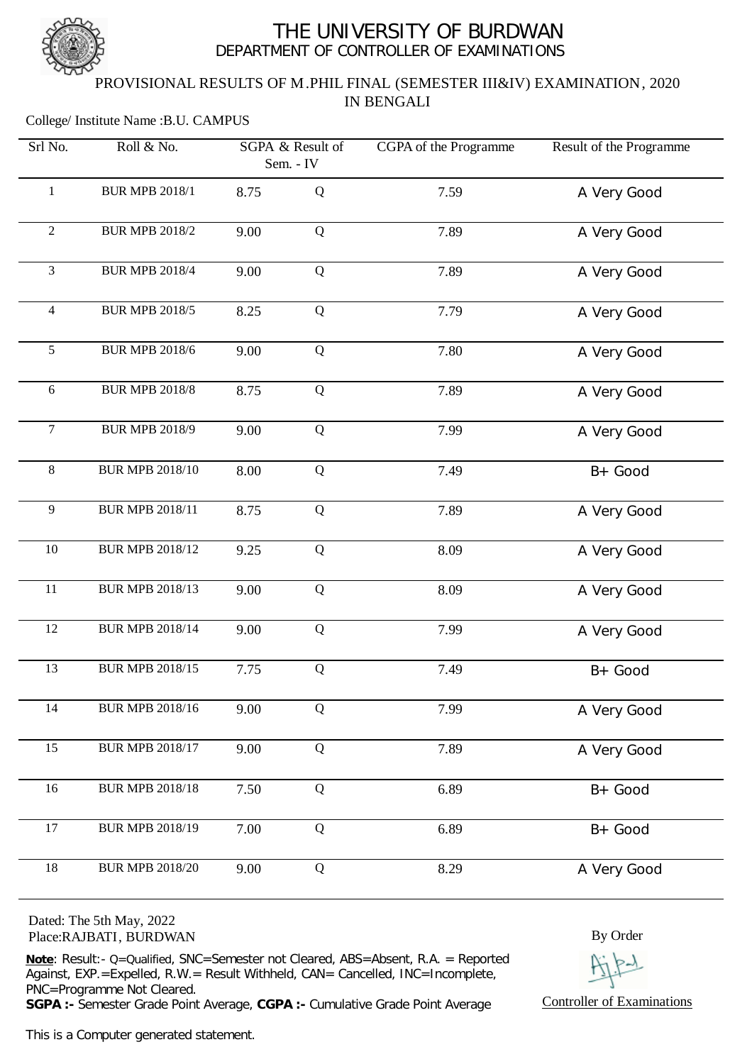# THE UNIVERSITY OF BURDWAN

## DEPARTMENT OF CONTROLLER OF EXAMINATIONS

### PROVISIONAL RESULTS OF M.PHIL FINAL (SEMESTER III&IV) EXAMINATION, 2020 IN BENGALI

College/ Institute Name :B.U. CAMPUS

| Srl No. | Roll & No. | SGPA & Result of Sem. - IV | | CGPA of the Programme | Result of the Programme |
|---|---|---|---|---|---|
| 1 | BUR MPB 2018/1 | 8.75 | Q | 7.59 | A Very Good |
| 2 | BUR MPB 2018/2 | 9.00 | Q | 7.89 | A Very Good |
| 3 | BUR MPB 2018/4 | 9.00 | Q | 7.89 | A Very Good |
| 4 | BUR MPB 2018/5 | 8.25 | Q | 7.79 | A Very Good |
| 5 | BUR MPB 2018/6 | 9.00 | Q | 7.80 | A Very Good |
| 6 | BUR MPB 2018/8 | 8.75 | Q | 7.89 | A Very Good |
| 7 | BUR MPB 2018/9 | 9.00 | Q | 7.99 | A Very Good |
| 8 | BUR MPB 2018/10 | 8.00 | Q | 7.49 | B+ Good |
| 9 | BUR MPB 2018/11 | 8.75 | Q | 7.89 | A Very Good |
| 10 | BUR MPB 2018/12 | 9.25 | Q | 8.09 | A Very Good |
| 11 | BUR MPB 2018/13 | 9.00 | Q | 8.09 | A Very Good |
| 12 | BUR MPB 2018/14 | 9.00 | Q | 7.99 | A Very Good |
| 13 | BUR MPB 2018/15 | 7.75 | Q | 7.49 | B+ Good |
| 14 | BUR MPB 2018/16 | 9.00 | Q | 7.99 | A Very Good |
| 15 | BUR MPB 2018/17 | 9.00 | Q | 7.89 | A Very Good |
| 16 | BUR MPB 2018/18 | 7.50 | Q | 6.89 | B+ Good |
| 17 | BUR MPB 2018/19 | 7.00 | Q | 6.89 | B+ Good |
| 18 | BUR MPB 2018/20 | 9.00 | Q | 8.29 | A Very Good |

Dated: The 5th May, 2022
Place:RAJBATI, BURDWAN

By Order

Controller of Examinations

**Note**: Result:- Q=Qualified, SNC=Semester not Cleared, ABS=Absent, R.A. = Reported Against, EXP.=Expelled, R.W.= Result Withheld, CAN= Cancelled, INC=Incomplete, PNC=Programme Not Cleared.
**SGPA :-** Semester Grade Point Average, **CGPA :-** Cumulative Grade Point Average

This is a Computer generated statement.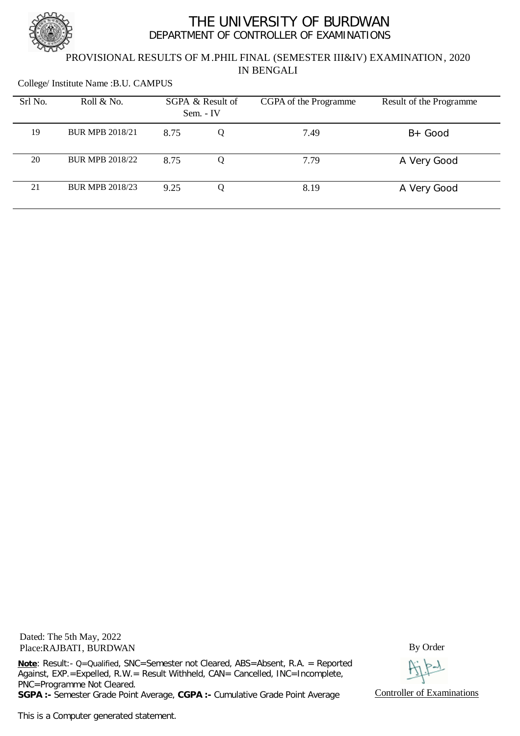# THE UNIVERSITY OF BURDWAN

## DEPARTMENT OF CONTROLLER OF EXAMINATIONS

### PROVISIONAL RESULTS OF M.PHIL FINAL (SEMESTER III&IV) EXAMINATION, 2020 IN BENGALI

College/ Institute Name :B.U. CAMPUS

| Srl No. | Roll & No. | SGPA & Result of Sem. - IV | | CGPA of the Programme | Result of the Programme |
|---|---|---|---|---|---|
| 19 | BUR MPB 2018/21 | 8.75 | Q | 7.49 | B+ Good |
| 20 | BUR MPB 2018/22 | 8.75 | Q | 7.79 | A Very Good |
| 21 | BUR MPB 2018/23 | 9.25 | Q | 8.19 | A Very Good |

Dated: The 5th May, 2022
Place:RAJBATI, BURDWAN

By Order

Controller of Examinations

**Note**: Result:- Q=Qualified, SNC=Semester not Cleared, ABS=Absent, R.A. = Reported Against, EXP.=Expelled, R.W.= Result Withheld, CAN= Cancelled, INC=Incomplete, PNC=Programme Not Cleared.
**SGPA :-** Semester Grade Point Average, **CGPA :-** Cumulative Grade Point Average

This is a Computer generated statement.